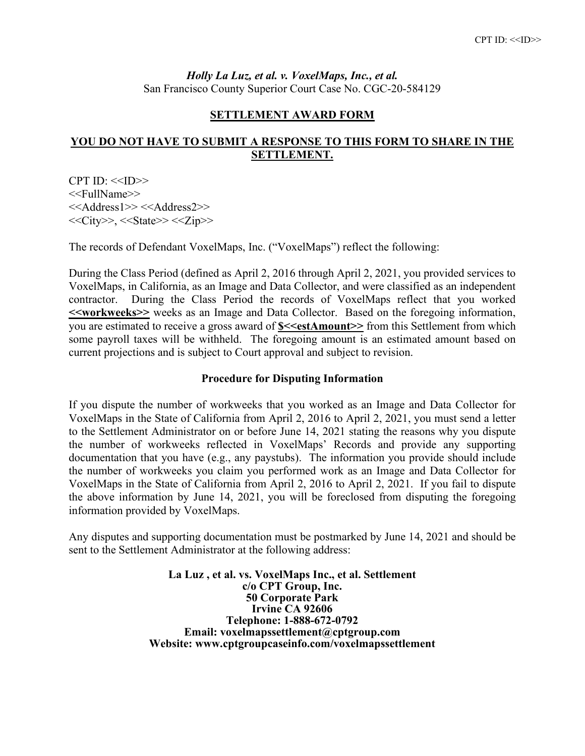*Holly La Luz, et al. v. VoxelMaps, Inc., et al.*
San Francisco County Superior Court Case No. CGC-20-584129

## SETTLEMENT AWARD FORM

## YOU DO NOT HAVE TO SUBMIT A RESPONSE TO THIS FORM TO SHARE IN THE SETTLEMENT.

CPT ID: <<ID>>
<<FullName>>
<<Address1>> <<Address2>>
<<City>>, <<State>> <<Zip>>

The records of Defendant VoxelMaps, Inc. ("VoxelMaps") reflect the following:

During the Class Period (defined as April 2, 2016 through April 2, 2021, you provided services to VoxelMaps, in California, as an Image and Data Collector, and were classified as an independent contractor. During the Class Period the records of VoxelMaps reflect that you worked **<<workweeks>>** weeks as an Image and Data Collector. Based on the foregoing information, you are estimated to receive a gross award of **$<<estAmount>>** from this Settlement from which some payroll taxes will be withheld. The foregoing amount is an estimated amount based on current projections and is subject to Court approval and subject to revision.

### Procedure for Disputing Information

If you dispute the number of workweeks that you worked as an Image and Data Collector for VoxelMaps in the State of California from April 2, 2016 to April 2, 2021, you must send a letter to the Settlement Administrator on or before June 14, 2021 stating the reasons why you dispute the number of workweeks reflected in VoxelMaps' Records and provide any supporting documentation that you have (e.g., any paystubs). The information you provide should include the number of workweeks you claim you performed work as an Image and Data Collector for VoxelMaps in the State of California from April 2, 2016 to April 2, 2021. If you fail to dispute the above information by June 14, 2021, you will be foreclosed from disputing the foregoing information provided by VoxelMaps.

Any disputes and supporting documentation must be postmarked by June 14, 2021 and should be sent to the Settlement Administrator at the following address:

**La Luz , et al. vs. VoxelMaps Inc., et al. Settlement**
**c/o CPT Group, Inc.**
**50 Corporate Park**
**Irvine CA 92606**
**Telephone: 1-888-672-0792**
**Email: voxelmapssettlement@cptgroup.com**
**Website: www.cptgroupcaseinfo.com/voxelmapssettlement**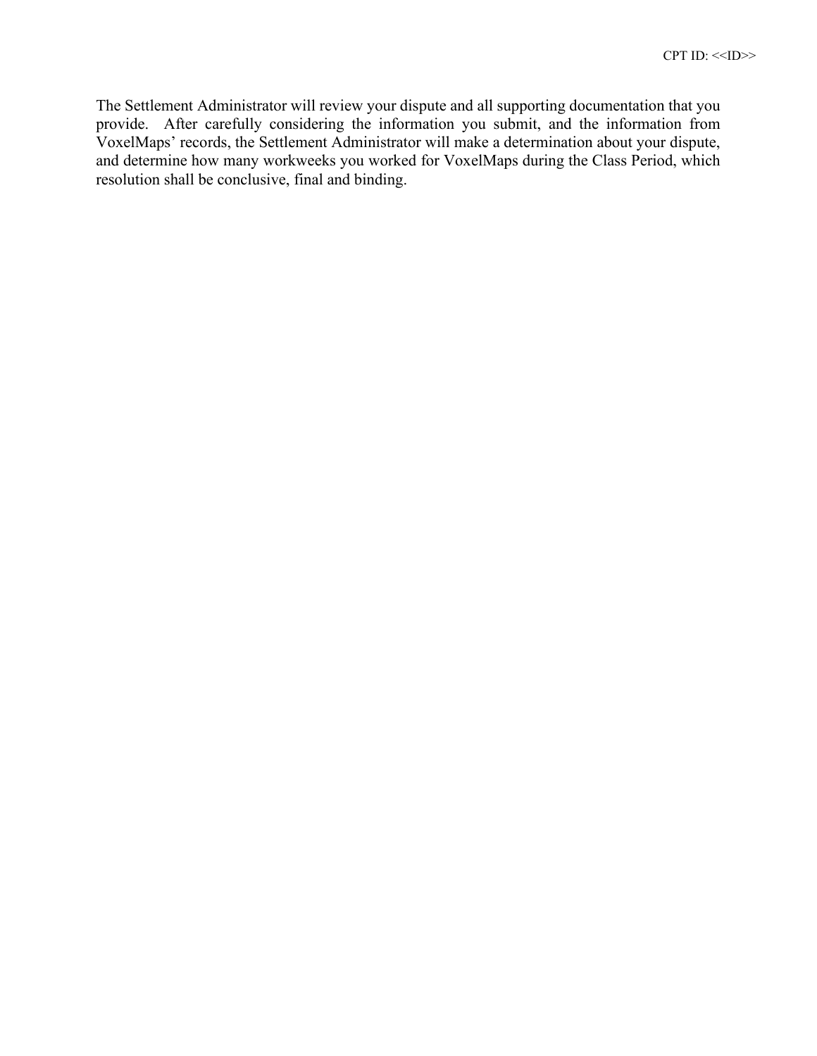The Settlement Administrator will review your dispute and all supporting documentation that you provide. After carefully considering the information you submit, and the information from VoxelMaps' records, the Settlement Administrator will make a determination about your dispute, and determine how many workweeks you worked for VoxelMaps during the Class Period, which resolution shall be conclusive, final and binding.